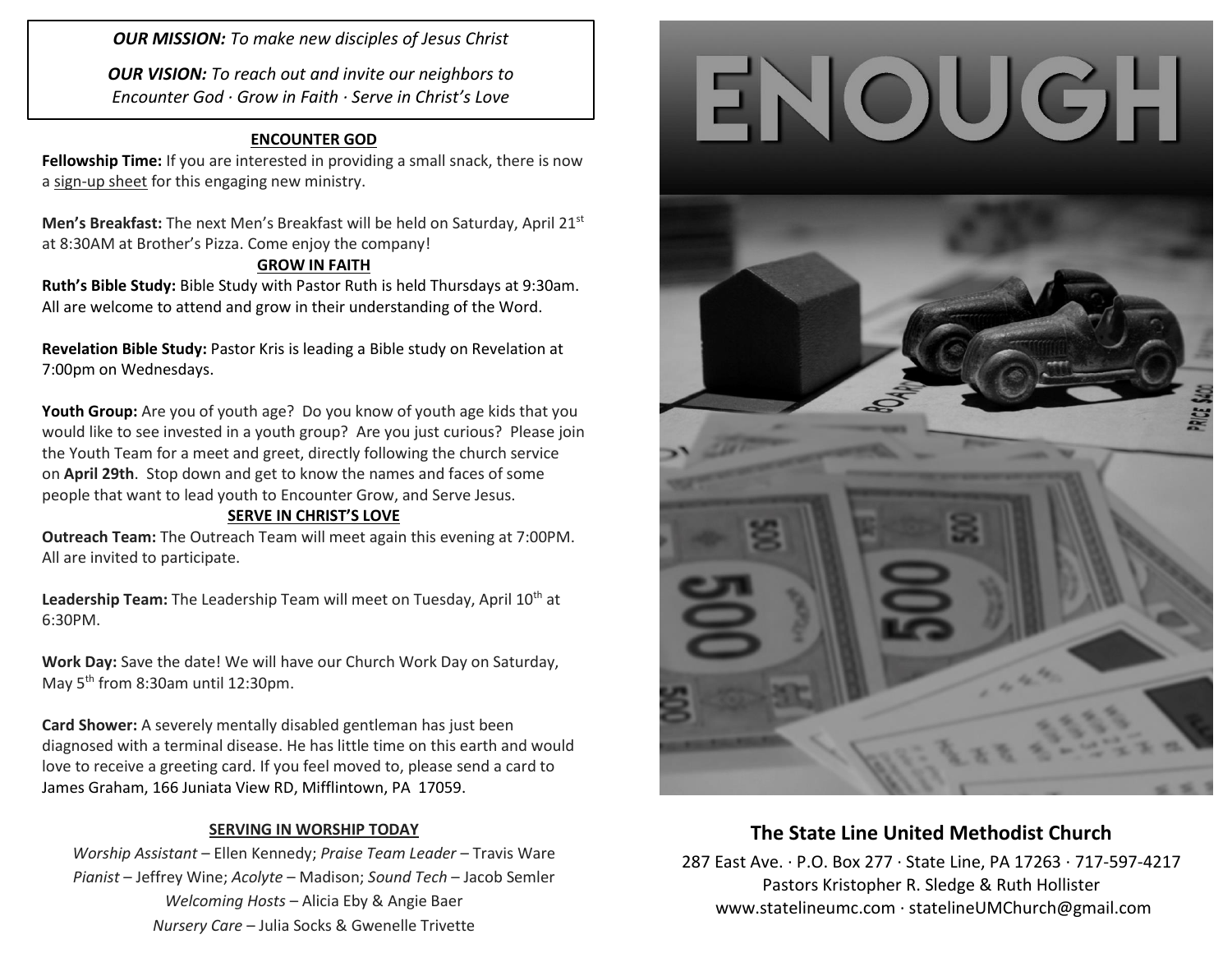***OUR MISSION:*** *To make new disciples of Jesus Christ*

***OUR VISION:*** *To reach out and invite our neighbors to Encounter God · Grow in Faith · Serve in Christ's Love*

## ENCOUNTER GOD

**Fellowship Time:** If you are interested in providing a small snack, there is now a sign-up sheet for this engaging new ministry.

**Men's Breakfast:** The next Men's Breakfast will be held on Saturday, April 21st at 8:30AM at Brother's Pizza. Come enjoy the company!

## GROW IN FAITH

**Ruth's Bible Study:** Bible Study with Pastor Ruth is held Thursdays at 9:30am. All are welcome to attend and grow in their understanding of the Word.

**Revelation Bible Study:** Pastor Kris is leading a Bible study on Revelation at 7:00pm on Wednesdays.

**Youth Group:** Are you of youth age? Do you know of youth age kids that you would like to see invested in a youth group? Are you just curious? Please join the Youth Team for a meet and greet, directly following the church service on **April 29th**. Stop down and get to know the names and faces of some people that want to lead youth to Encounter Grow, and Serve Jesus.

## SERVE IN CHRIST'S LOVE

**Outreach Team:** The Outreach Team will meet again this evening at 7:00PM. All are invited to participate.

**Leadership Team:** The Leadership Team will meet on Tuesday, April 10th at 6:30PM.

**Work Day:** Save the date! We will have our Church Work Day on Saturday, May 5th from 8:30am until 12:30pm.

**Card Shower:** A severely mentally disabled gentleman has just been diagnosed with a terminal disease. He has little time on this earth and would love to receive a greeting card. If you feel moved to, please send a card to James Graham, 166 Juniata View RD, Mifflintown, PA 17059.

## SERVING IN WORSHIP TODAY

*Worship Assistant* – Ellen Kennedy; *Praise Team Leader* – Travis Ware
*Pianist* – Jeffrey Wine; *Acolyte* – Madison; *Sound Tech* – Jacob Semler
*Welcoming Hosts* – Alicia Eby & Angie Baer
*Nursery Care* – Julia Socks & Gwenelle Trivette

# ENOUGH

## The State Line United Methodist Church

287 East Ave. · P.O. Box 277 · State Line, PA 17263 · 717-597-4217
Pastors Kristopher R. Sledge & Ruth Hollister
www.statelineumc.com · statelineUMChurch@gmail.com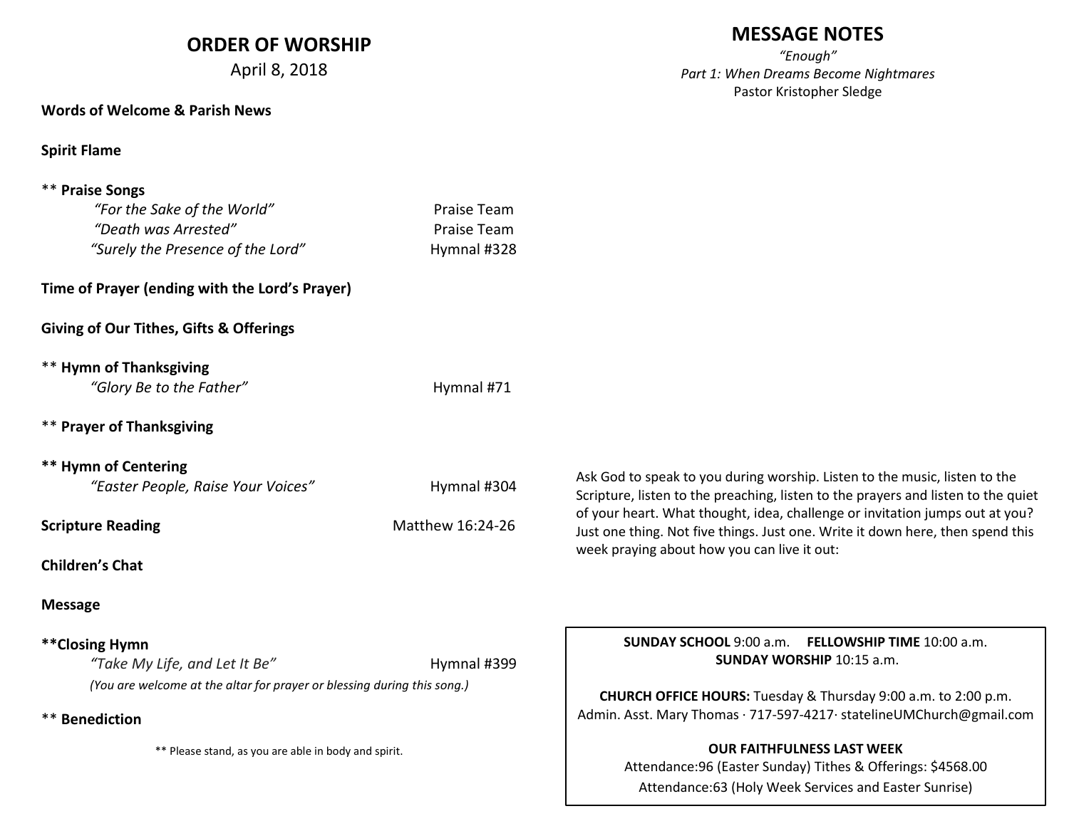## ORDER OF WORSHIP

April 8, 2018

**Words of Welcome & Parish News**

**Spirit Flame**

** **Praise Songs**

*"For the Sake of the World"* — Praise Team
*"Death was Arrested"* — Praise Team
*"Surely the Presence of the Lord"* — Hymnal #328

**Time of Prayer (ending with the Lord's Prayer)**

**Giving of Our Tithes, Gifts & Offerings**

** **Hymn of Thanksgiving**

*"Glory Be to the Father"* — Hymnal #71

** **Prayer of Thanksgiving**

**** Hymn of Centering**

*"Easter People, Raise Your Voices"* — Hymnal #304

**Scripture Reading** — Matthew 16:24-26

**Children's Chat**

**Message**

****Closing Hymn**

*"Take My Life, and Let It Be"* — Hymnal #399

*(You are welcome at the altar for prayer or blessing during this song.)*

** **Benediction**

** Please stand, as you are able in body and spirit.

## MESSAGE NOTES

*"Enough"*
*Part 1: When Dreams Become Nightmares*
Pastor Kristopher Sledge

Ask God to speak to you during worship. Listen to the music, listen to the Scripture, listen to the preaching, listen to the prayers and listen to the quiet of your heart. What thought, idea, challenge or invitation jumps out at you? Just one thing. Not five things. Just one. Write it down here, then spend this week praying about how you can live it out:

**SUNDAY SCHOOL** 9:00 a.m. **FELLOWSHIP TIME** 10:00 a.m.
**SUNDAY WORSHIP** 10:15 a.m.

**CHURCH OFFICE HOURS:** Tuesday & Thursday 9:00 a.m. to 2:00 p.m.
Admin. Asst. Mary Thomas · 717-597-4217· statelineUMChurch@gmail.com

**OUR FAITHFULNESS LAST WEEK**
Attendance:96 (Easter Sunday) Tithes & Offerings: $4568.00
Attendance:63 (Holy Week Services and Easter Sunrise)